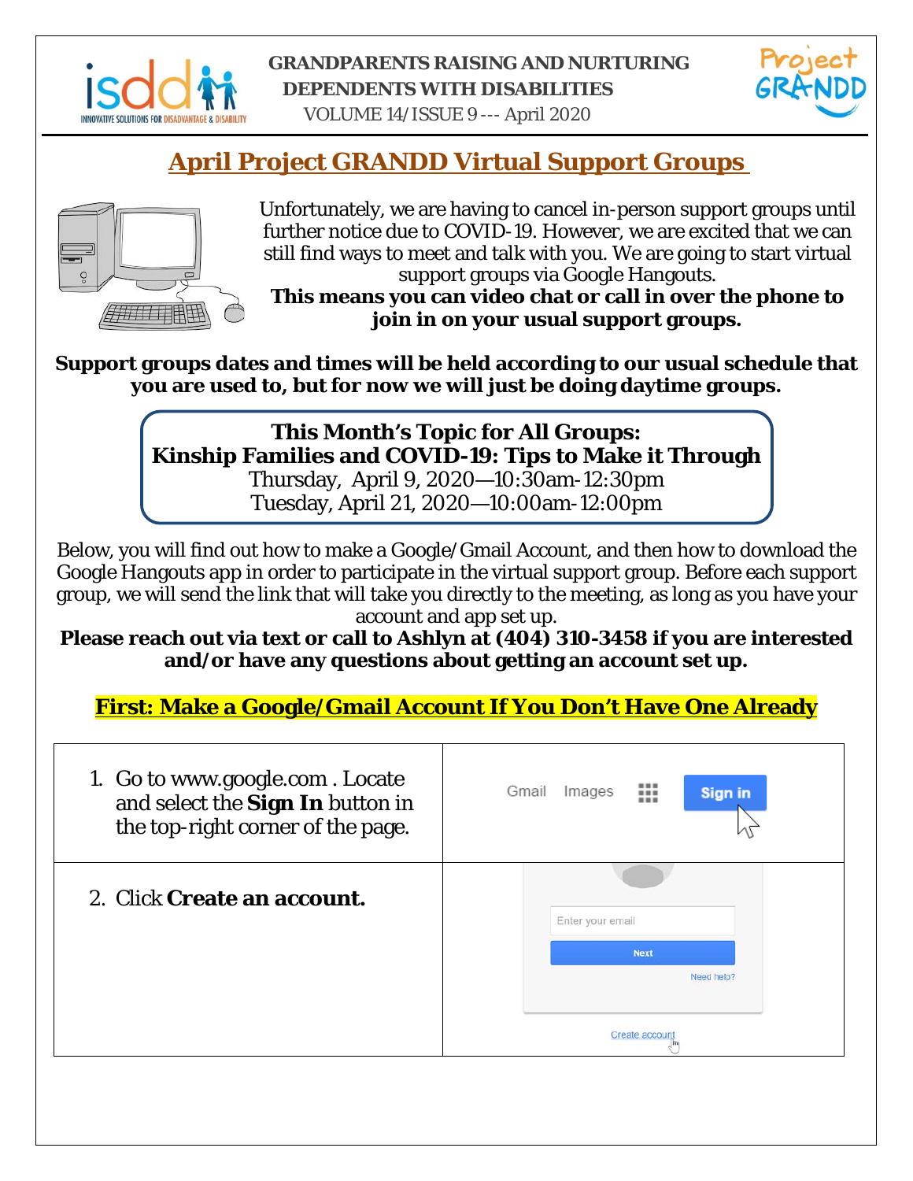**GRANDPARENTS RAISING AND NURTURING DEPENDENTS WITH DISABILITIES**

VOLUME 14/ISSUE 9 --- April 2020

# April Project GRANDD Virtual Support Groups

Unfortunately, we are having to cancel in-person support groups until further notice due to COVID-19. However, we are excited that we can still find ways to meet and talk with you. We are going to start virtual support groups via Google Hangouts.

**This means you can video chat or call in over the phone to join in on your usual support groups.**

**Support groups dates and times will be held according to our usual schedule that you are used to, but for now we will just be doing daytime groups.**

**This Month's Topic for All Groups:**
**Kinship Families and COVID-19: Tips to Make it Through**
Thursday, April 9, 2020—10:30am-12:30pm
Tuesday, April 21, 2020—10:00am-12:00pm

Below, you will find out how to make a Google/Gmail Account, and then how to download the Google Hangouts app in order to participate in the virtual support group. Before each support group, we will send the link that will take you directly to the meeting, as long as you have your account and app set up.

**Please reach out via text or call to Ashlyn at (404) 310-3458 if you are interested and/or have any questions about getting an account set up.**

## First: Make a Google/Gmail Account If You Don't Have One Already

| | |
|---|---|
| 1. Go to www.google.com . Locate and select the **Sign In** button in the top-right corner of the page. | Gmail Images Sign in |
| 2. Click **Create an account.** | Enter your email / Next / Need help? / Create account |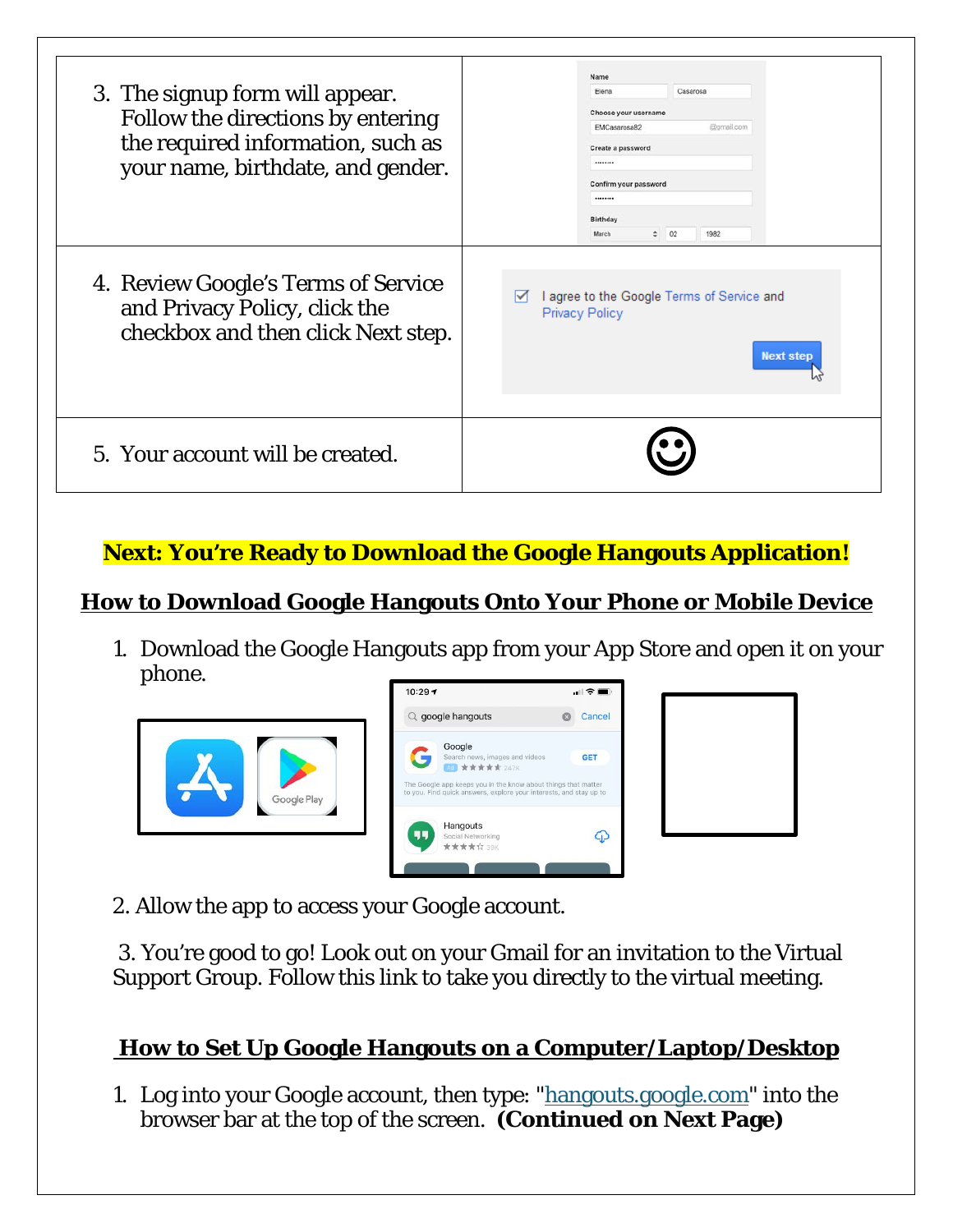| | |
|---|---|
| 3. The signup form will appear. Follow the directions by entering the required information, such as your name, birthdate, and gender. | |
| 4. Review Google's Terms of Service and Privacy Policy, click the checkbox and then click Next step. | |
| 5. Your account will be created. | ☺ |

**Next: You're Ready to Download the Google Hangouts Application!**

## How to Download Google Hangouts Onto Your Phone or Mobile Device

1. Download the Google Hangouts app from your App Store and open it on your phone.

2. Allow the app to access your Google account.

3. You're good to go! Look out on your Gmail for an invitation to the Virtual Support Group. Follow this link to take you directly to the virtual meeting.

## How to Set Up Google Hangouts on a Computer/Laptop/Desktop

1. Log into your Google account, then type: "hangouts.google.com" into the browser bar at the top of the screen. **(Continued on Next Page)**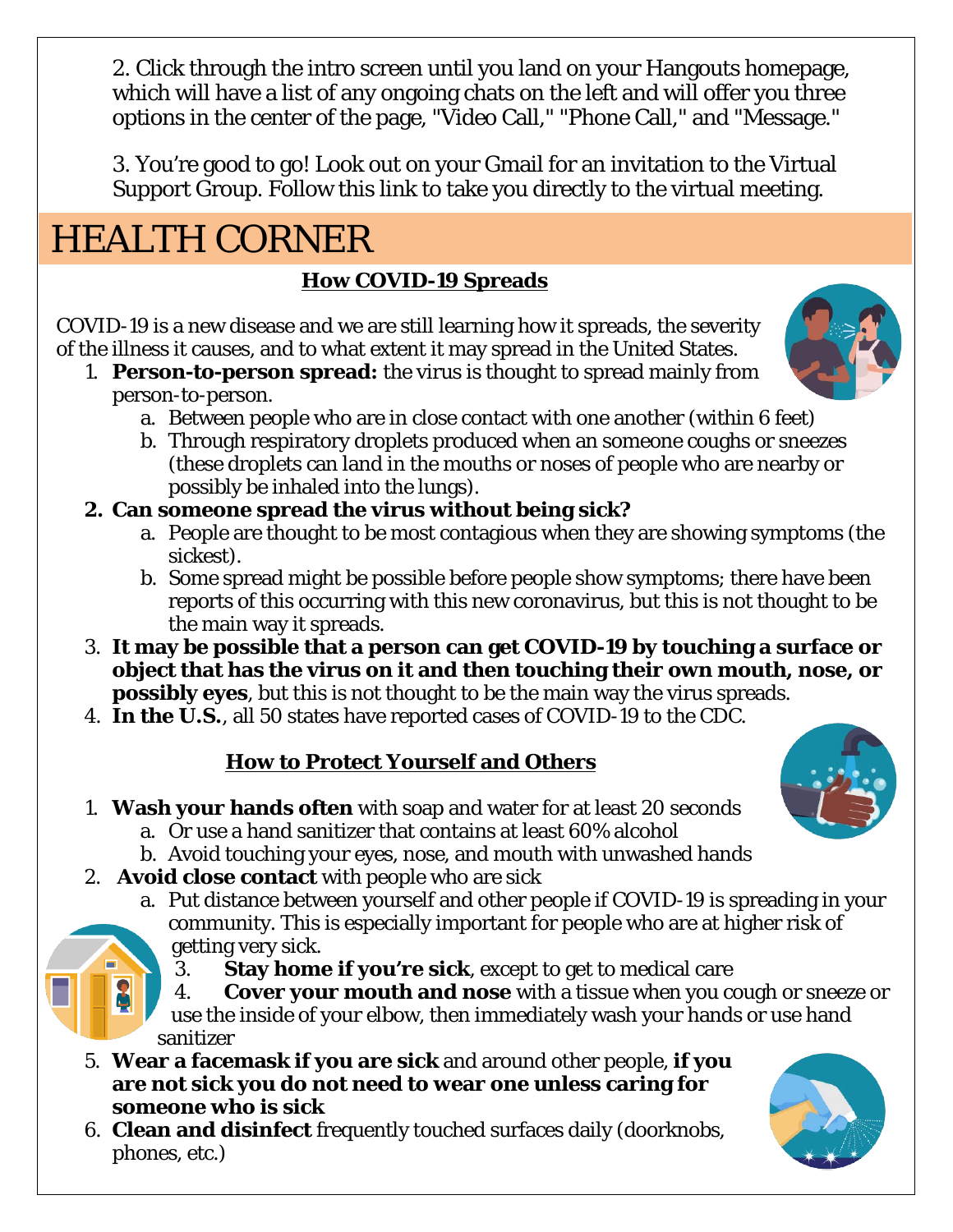2. Click through the intro screen until you land on your Hangouts homepage, which will have a list of any ongoing chats on the left and will offer you three options in the center of the page, "Video Call," "Phone Call," and "Message."

3. You're good to go! Look out on your Gmail for an invitation to the Virtual Support Group. Follow this link to take you directly to the virtual meeting.

# HEALTH CORNER

## How COVID-19 Spreads

COVID-19 is a new disease and we are still learning how it spreads, the severity of the illness it causes, and to what extent it may spread in the United States.

1. **Person-to-person spread:** the virus is thought to spread mainly from person-to-person.
   a. Between people who are in close contact with one another (within 6 feet)
   b. Through respiratory droplets produced when an someone coughs or sneezes (these droplets can land in the mouths or noses of people who are nearby or possibly be inhaled into the lungs).
2. **Can someone spread the virus without being sick?**
   a. People are thought to be most contagious when they are showing symptoms (the sickest).
   b. Some spread might be possible before people show symptoms; there have been reports of this occurring with this new coronavirus, but this is not thought to be the main way it spreads.
3. **It may be possible that a person can get COVID-19 by touching a surface or object that has the virus on it and then touching their own mouth, nose, or possibly eyes**, but this is not thought to be the main way the virus spreads.
4. **In the U.S.**, all 50 states have reported cases of COVID-19 to the CDC.

## How to Protect Yourself and Others

1. **Wash your hands often** with soap and water for at least 20 seconds
   a. Or use a hand sanitizer that contains at least 60% alcohol
   b. Avoid touching your eyes, nose, and mouth with unwashed hands
2. **Avoid close contact** with people who are sick
   a. Put distance between yourself and other people if COVID-19 is spreading in your community. This is especially important for people who are at higher risk of getting very sick.
3. **Stay home if you're sick**, except to get to medical care
4. **Cover your mouth and nose** with a tissue when you cough or sneeze or use the inside of your elbow, then immediately wash your hands or use hand sanitizer
5. **Wear a facemask if you are sick** and around other people, **if you are not sick you do not need to wear one unless caring for someone who is sick**
6. **Clean and disinfect** frequently touched surfaces daily (doorknobs, phones, etc.)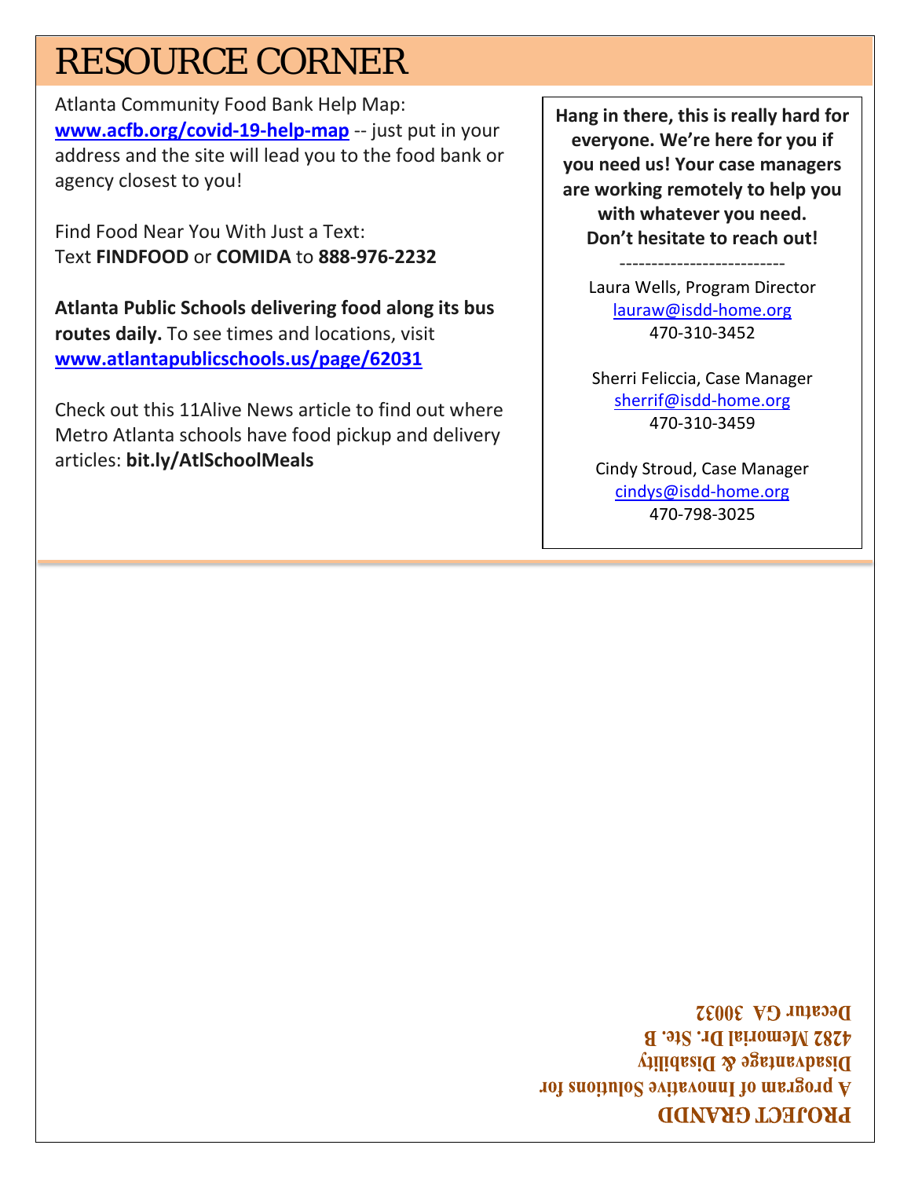# RESOURCE CORNER

Atlanta Community Food Bank Help Map: **www.acfb.org/covid-19-help-map** -- just put in your address and the site will lead you to the food bank or agency closest to you!

Find Food Near You With Just a Text:
Text **FINDFOOD** or **COMIDA** to **888-976-2232**

**Atlanta Public Schools delivering food along its bus routes daily.** To see times and locations, visit **www.atlantapublicschools.us/page/62031**

Check out this 11Alive News article to find out where Metro Atlanta schools have food pickup and delivery articles: **bit.ly/AtlSchoolMeals**

**Hang in there, this is really hard for everyone. We're here for you if you need us! Your case managers are working remotely to help you with whatever you need. Don't hesitate to reach out!**

--------------------------

Laura Wells, Program Director
lauraw@isdd-home.org
470-310-3452

Sherri Feliccia, Case Manager
sherrif@isdd-home.org
470-310-3459

Cindy Stroud, Case Manager
cindys@isdd-home.org
470-798-3025

**PROJECT GRANDD**
**A program of Innovative Solutions for Disadvantage & Disability**
**4282 Memorial Dr. Ste. B**
**Decatur GA 30032**